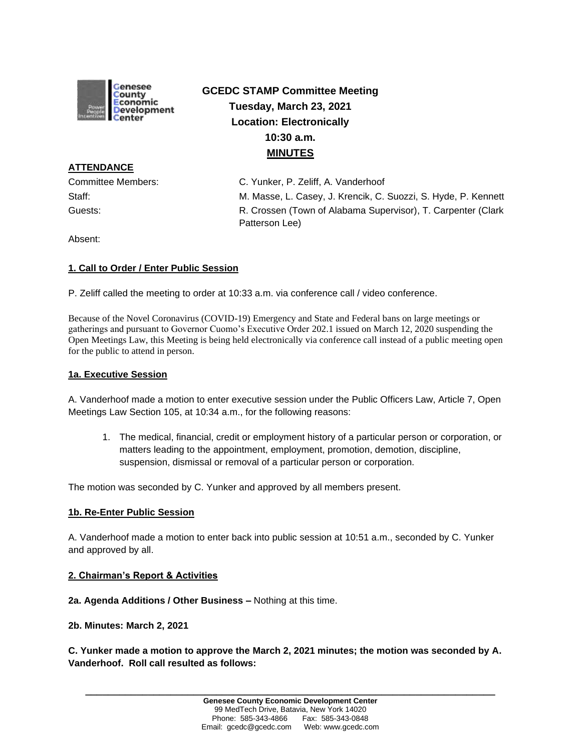# GCEDC STAMP Committee Meeting
**Tuesday, March 23, 2021**
**Location: Electronically**
**10:30 a.m.**
**MINUTES**

## ATTENDANCE

| | |
|---|---|
| Committee Members: | C. Yunker, P. Zeliff, A. Vanderhoof |
| Staff: | M. Masse, L. Casey, J. Krencik, C. Suozzi, S. Hyde, P. Kennett |
| Guests: | R. Crossen (Town of Alabama Supervisor), T. Carpenter (Clark Patterson Lee) |
| Absent: | |

## 1. Call to Order / Enter Public Session

P. Zeliff called the meeting to order at 10:33 a.m. via conference call / video conference.

Because of the Novel Coronavirus (COVID-19) Emergency and State and Federal bans on large meetings or gatherings and pursuant to Governor Cuomo's Executive Order 202.1 issued on March 12, 2020 suspending the Open Meetings Law, this Meeting is being held electronically via conference call instead of a public meeting open for the public to attend in person.

### 1a. Executive Session

A. Vanderhoof made a motion to enter executive session under the Public Officers Law, Article 7, Open Meetings Law Section 105, at 10:34 a.m., for the following reasons:

1. The medical, financial, credit or employment history of a particular person or corporation, or matters leading to the appointment, employment, promotion, demotion, discipline, suspension, dismissal or removal of a particular person or corporation.

The motion was seconded by C. Yunker and approved by all members present.

### 1b. Re-Enter Public Session

A. Vanderhoof made a motion to enter back into public session at 10:51 a.m., seconded by C. Yunker and approved by all.

## 2. Chairman's Report & Activities

**2a. Agenda Additions / Other Business –** Nothing at this time.

**2b. Minutes: March 2, 2021**

**C. Yunker made a motion to approve the March 2, 2021 minutes; the motion was seconded by A. Vanderhoof. Roll call resulted as follows:**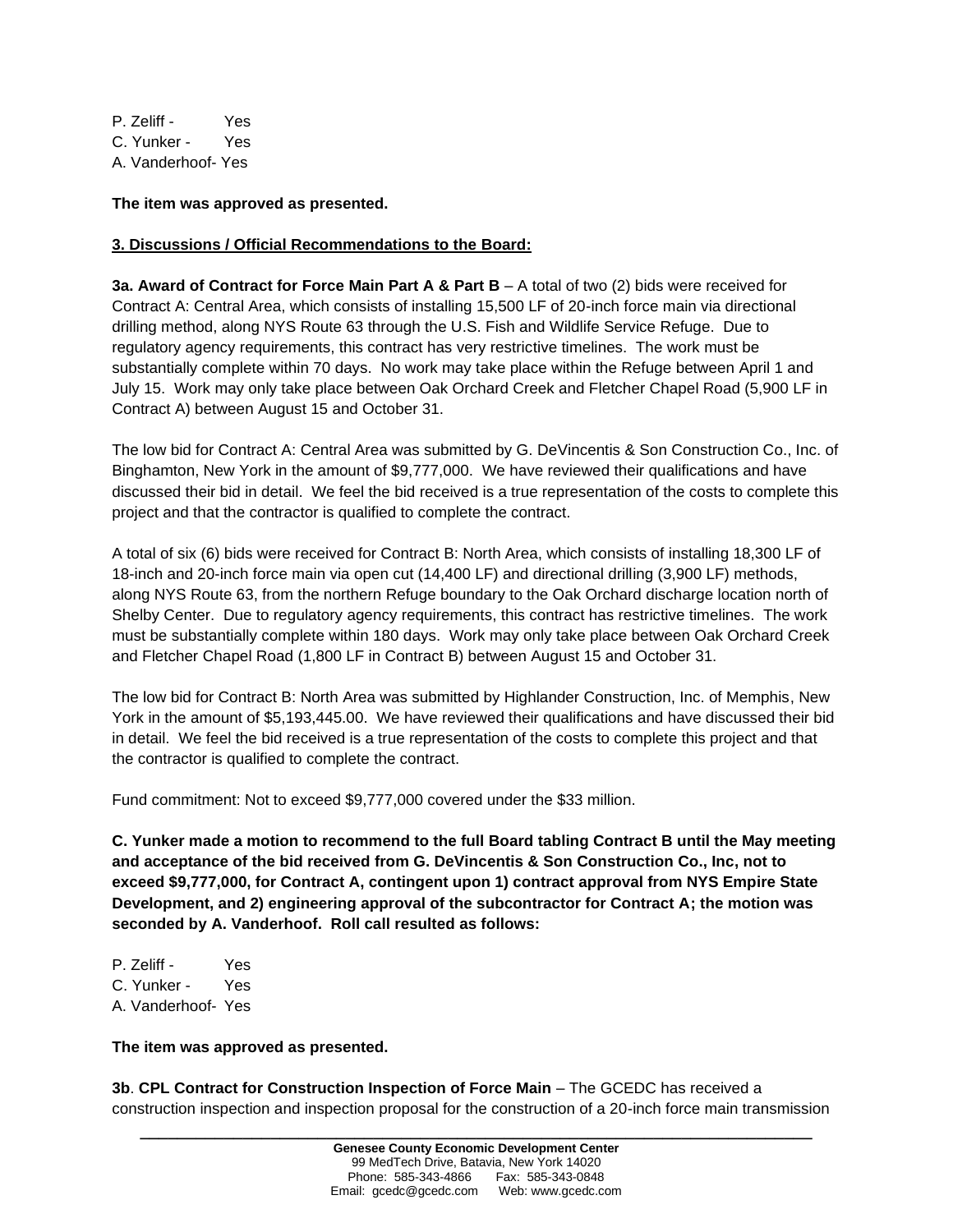P. Zeliff - Yes
C. Yunker - Yes
A. Vanderhoof- Yes

**The item was approved as presented.**

**3. Discussions / Official Recommendations to the Board:**

**3a. Award of Contract for Force Main Part A & Part B** – A total of two (2) bids were received for Contract A: Central Area, which consists of installing 15,500 LF of 20-inch force main via directional drilling method, along NYS Route 63 through the U.S. Fish and Wildlife Service Refuge. Due to regulatory agency requirements, this contract has very restrictive timelines. The work must be substantially complete within 70 days. No work may take place within the Refuge between April 1 and July 15. Work may only take place between Oak Orchard Creek and Fletcher Chapel Road (5,900 LF in Contract A) between August 15 and October 31.

The low bid for Contract A: Central Area was submitted by G. DeVincentis & Son Construction Co., Inc. of Binghamton, New York in the amount of $9,777,000. We have reviewed their qualifications and have discussed their bid in detail. We feel the bid received is a true representation of the costs to complete this project and that the contractor is qualified to complete the contract.

A total of six (6) bids were received for Contract B: North Area, which consists of installing 18,300 LF of 18-inch and 20-inch force main via open cut (14,400 LF) and directional drilling (3,900 LF) methods, along NYS Route 63, from the northern Refuge boundary to the Oak Orchard discharge location north of Shelby Center. Due to regulatory agency requirements, this contract has restrictive timelines. The work must be substantially complete within 180 days. Work may only take place between Oak Orchard Creek and Fletcher Chapel Road (1,800 LF in Contract B) between August 15 and October 31.

The low bid for Contract B: North Area was submitted by Highlander Construction, Inc. of Memphis, New York in the amount of $5,193,445.00. We have reviewed their qualifications and have discussed their bid in detail. We feel the bid received is a true representation of the costs to complete this project and that the contractor is qualified to complete the contract.

Fund commitment: Not to exceed $9,777,000 covered under the $33 million.

**C. Yunker made a motion to recommend to the full Board tabling Contract B until the May meeting and acceptance of the bid received from G. DeVincentis & Son Construction Co., Inc, not to exceed $9,777,000, for Contract A, contingent upon 1) contract approval from NYS Empire State Development, and 2) engineering approval of the subcontractor for Contract A; the motion was seconded by A. Vanderhoof. Roll call resulted as follows:**

P. Zeliff - Yes
C. Yunker - Yes
A. Vanderhoof- Yes

**The item was approved as presented.**

**3b**. **CPL Contract for Construction Inspection of Force Main** – The GCEDC has received a construction inspection and inspection proposal for the construction of a 20-inch force main transmission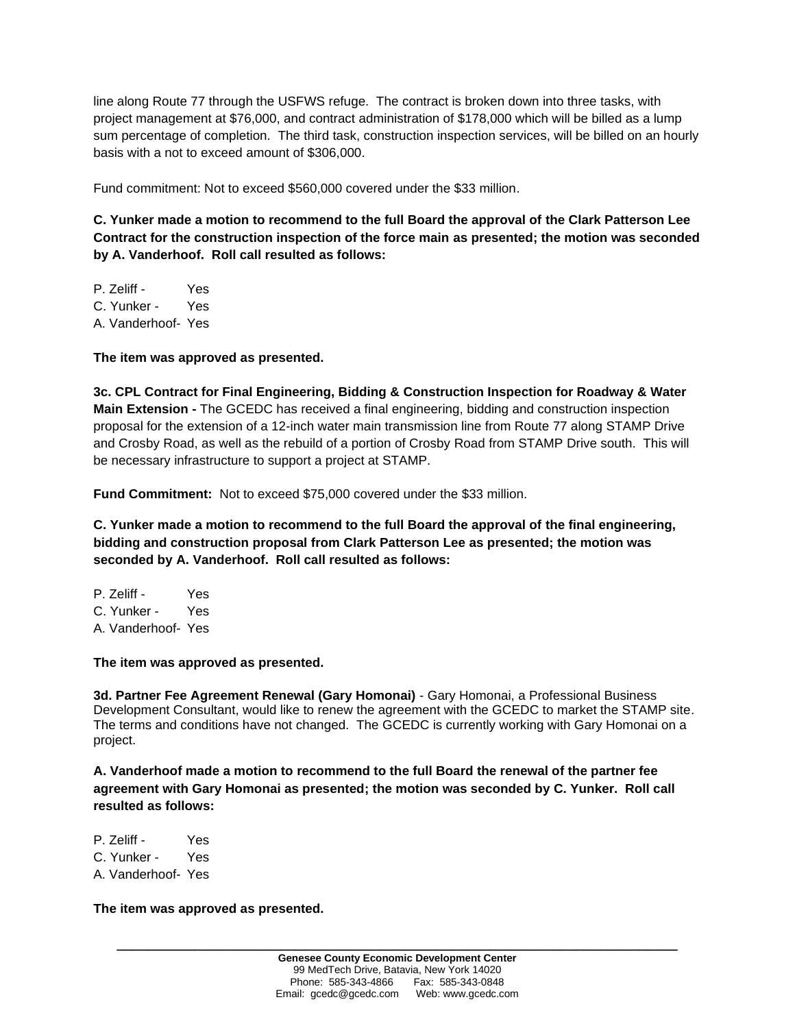line along Route 77 through the USFWS refuge. The contract is broken down into three tasks, with project management at $76,000, and contract administration of $178,000 which will be billed as a lump sum percentage of completion. The third task, construction inspection services, will be billed on an hourly basis with a not to exceed amount of $306,000.

Fund commitment: Not to exceed $560,000 covered under the $33 million.

**C. Yunker made a motion to recommend to the full Board the approval of the Clark Patterson Lee Contract for the construction inspection of the force main as presented; the motion was seconded by A. Vanderhoof. Roll call resulted as follows:**

P. Zeliff - Yes
C. Yunker - Yes
A. Vanderhoof- Yes

**The item was approved as presented.**

**3c. CPL Contract for Final Engineering, Bidding & Construction Inspection for Roadway & Water Main Extension -** The GCEDC has received a final engineering, bidding and construction inspection proposal for the extension of a 12-inch water main transmission line from Route 77 along STAMP Drive and Crosby Road, as well as the rebuild of a portion of Crosby Road from STAMP Drive south. This will be necessary infrastructure to support a project at STAMP.

**Fund Commitment:** Not to exceed $75,000 covered under the $33 million.

**C. Yunker made a motion to recommend to the full Board the approval of the final engineering, bidding and construction proposal from Clark Patterson Lee as presented; the motion was seconded by A. Vanderhoof. Roll call resulted as follows:**

P. Zeliff - Yes
C. Yunker - Yes
A. Vanderhoof- Yes

**The item was approved as presented.**

**3d. Partner Fee Agreement Renewal (Gary Homonai)** - Gary Homonai, a Professional Business Development Consultant, would like to renew the agreement with the GCEDC to market the STAMP site. The terms and conditions have not changed. The GCEDC is currently working with Gary Homonai on a project.

**A. Vanderhoof made a motion to recommend to the full Board the renewal of the partner fee agreement with Gary Homonai as presented; the motion was seconded by C. Yunker. Roll call resulted as follows:**

P. Zeliff - Yes
C. Yunker - Yes
A. Vanderhoof- Yes

**The item was approved as presented.**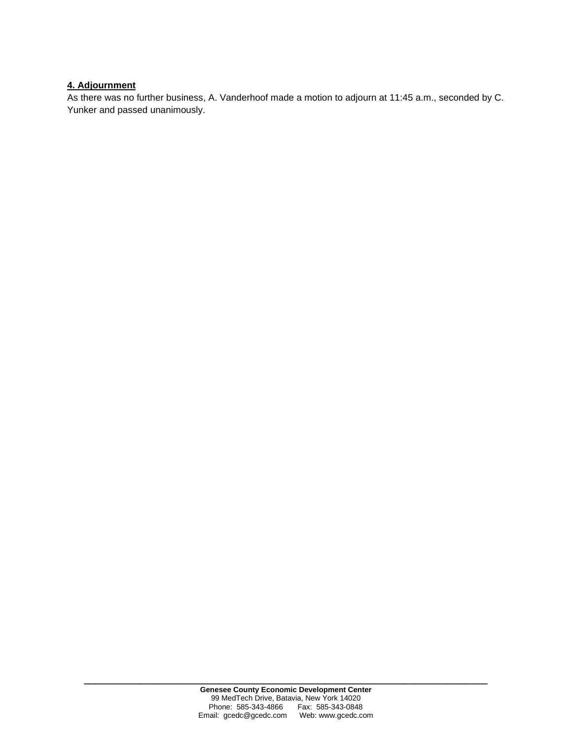**4. Adjournment**

As there was no further business, A. Vanderhoof made a motion to adjourn at 11:45 a.m., seconded by C. Yunker and passed unanimously.